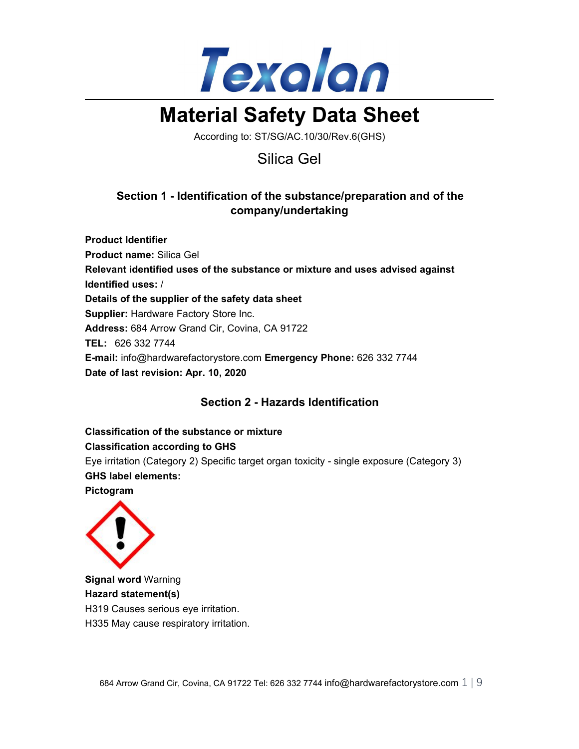Texalan

# Material Safety Data Sheet

According to: ST/SG/AC.10/30/Rev.6(GHS)

Silica Gel

## Section 1 - Identification of the substance/preparation and of the company/undertaking

**Product Identifier**
**Product name:** Silica Gel
**Relevant identified uses of the substance or mixture and uses advised against**
**Identified uses:** /
**Details of the supplier of the safety data sheet**
**Supplier:** Hardware Factory Store Inc.
**Address:** 684 Arrow Grand Cir, Covina, CA 91722
**TEL:** 626 332 7744
**E-mail:** info@hardwarefactorystore.com **Emergency Phone:** 626 332 7744
**Date of last revision: Apr. 10, 2020**

## Section 2 - Hazards Identification

**Classification of the substance or mixture**
**Classification according to GHS**
Eye irritation (Category 2) Specific target organ toxicity - single exposure (Category 3)
**GHS label elements:**
**Pictogram**

**Signal word** Warning
**Hazard statement(s)**
H319 Causes serious eye irritation.
H335 May cause respiratory irritation.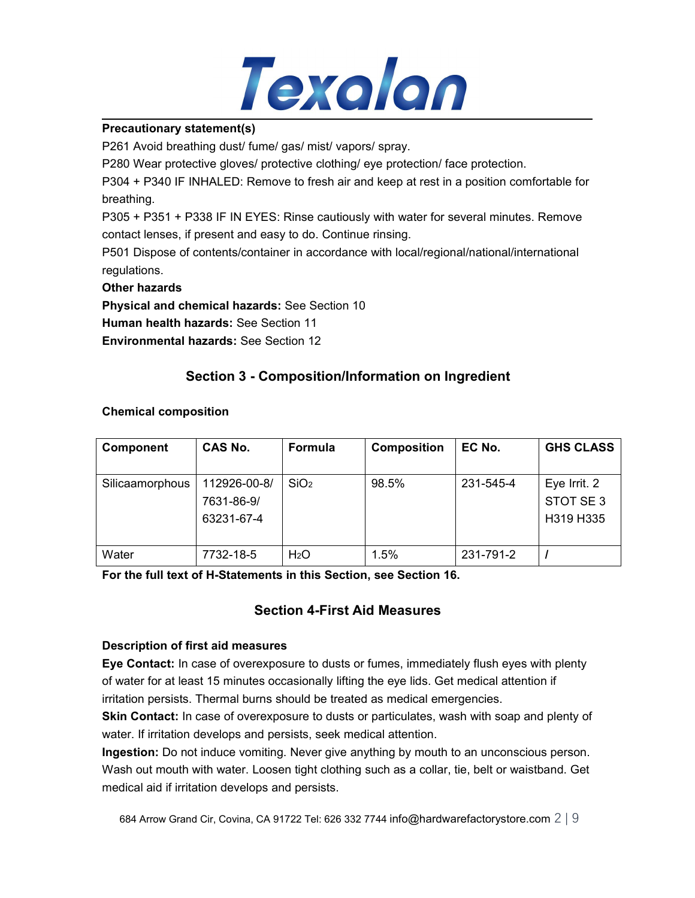**Precautionary statement(s)**

P261 Avoid breathing dust/ fume/ gas/ mist/ vapors/ spray.

P280 Wear protective gloves/ protective clothing/ eye protection/ face protection.

P304 + P340 IF INHALED: Remove to fresh air and keep at rest in a position comfortable for breathing.

P305 + P351 + P338 IF IN EYES: Rinse cautiously with water for several minutes. Remove contact lenses, if present and easy to do. Continue rinsing.

P501 Dispose of contents/container in accordance with local/regional/national/international regulations.

**Other hazards**

**Physical and chemical hazards:** See Section 10

**Human health hazards:** See Section 11

**Environmental hazards:** See Section 12

## Section 3 - Composition/Information on Ingredient

**Chemical composition**

| Component | CAS No. | Formula | Composition | EC No. | GHS CLASS |
|---|---|---|---|---|---|
| Silicaamorphous | 112926-00-8/ 7631-86-9/ 63231-67-4 | $SiO_2$ | 98.5% | 231-545-4 | Eye Irrit. 2 STOT SE 3 H319 H335 |
| Water | 7732-18-5 | $H_2O$ | 1.5% | 231-791-2 | / |

**For the full text of H-Statements in this Section, see Section 16.**

## Section 4-First Aid Measures

**Description of first aid measures**

**Eye Contact:** In case of overexposure to dusts or fumes, immediately flush eyes with plenty of water for at least 15 minutes occasionally lifting the eye lids. Get medical attention if irritation persists. Thermal burns should be treated as medical emergencies.

**Skin Contact:** In case of overexposure to dusts or particulates, wash with soap and plenty of water. If irritation develops and persists, seek medical attention.

**Ingestion:** Do not induce vomiting. Never give anything by mouth to an unconscious person. Wash out mouth with water. Loosen tight clothing such as a collar, tie, belt or waistband. Get medical aid if irritation develops and persists.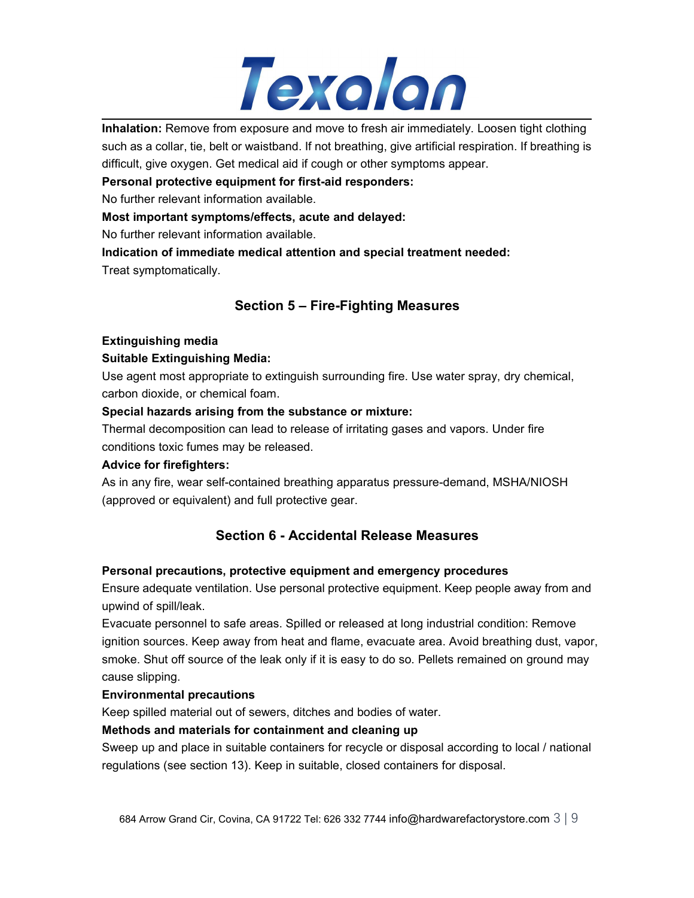**Inhalation:** Remove from exposure and move to fresh air immediately. Loosen tight clothing such as a collar, tie, belt or waistband. If not breathing, give artificial respiration. If breathing is difficult, give oxygen. Get medical aid if cough or other symptoms appear.

**Personal protective equipment for first-aid responders:**

No further relevant information available.

**Most important symptoms/effects, acute and delayed:**

No further relevant information available.

**Indication of immediate medical attention and special treatment needed:**

Treat symptomatically.

## Section 5 – Fire-Fighting Measures

**Extinguishing media**

**Suitable Extinguishing Media:**

Use agent most appropriate to extinguish surrounding fire. Use water spray, dry chemical, carbon dioxide, or chemical foam.

**Special hazards arising from the substance or mixture:**

Thermal decomposition can lead to release of irritating gases and vapors. Under fire conditions toxic fumes may be released.

**Advice for firefighters:**

As in any fire, wear self-contained breathing apparatus pressure-demand, MSHA/NIOSH (approved or equivalent) and full protective gear.

## Section 6 - Accidental Release Measures

**Personal precautions, protective equipment and emergency procedures**

Ensure adequate ventilation. Use personal protective equipment. Keep people away from and upwind of spill/leak.

Evacuate personnel to safe areas. Spilled or released at long industrial condition: Remove ignition sources. Keep away from heat and flame, evacuate area. Avoid breathing dust, vapor, smoke. Shut off source of the leak only if it is easy to do so. Pellets remained on ground may cause slipping.

**Environmental precautions**

Keep spilled material out of sewers, ditches and bodies of water.

**Methods and materials for containment and cleaning up**

Sweep up and place in suitable containers for recycle or disposal according to local / national regulations (see section 13). Keep in suitable, closed containers for disposal.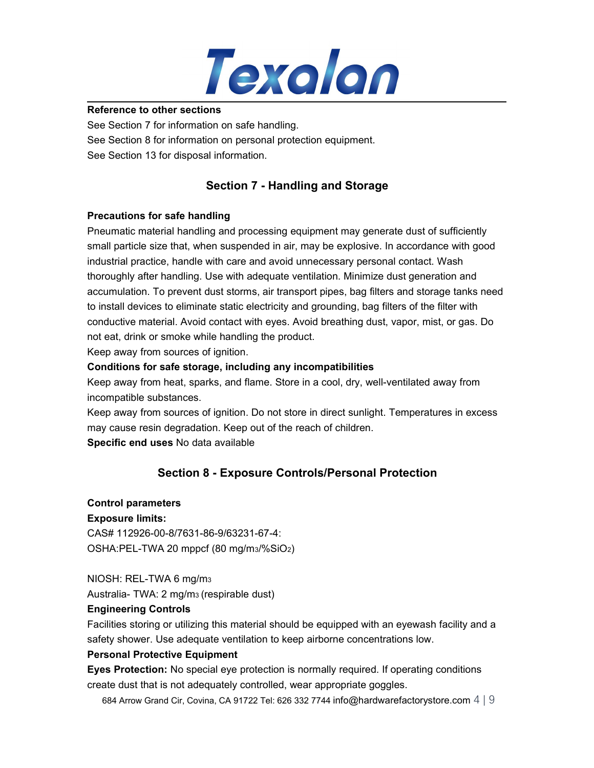**Reference to other sections**

See Section 7 for information on safe handling.

See Section 8 for information on personal protection equipment.

See Section 13 for disposal information.

## Section 7 - Handling and Storage

**Precautions for safe handling**

Pneumatic material handling and processing equipment may generate dust of sufficiently small particle size that, when suspended in air, may be explosive. In accordance with good industrial practice, handle with care and avoid unnecessary personal contact. Wash thoroughly after handling. Use with adequate ventilation. Minimize dust generation and accumulation. To prevent dust storms, air transport pipes, bag filters and storage tanks need to install devices to eliminate static electricity and grounding, bag filters of the filter with conductive material. Avoid contact with eyes. Avoid breathing dust, vapor, mist, or gas. Do not eat, drink or smoke while handling the product.

Keep away from sources of ignition.

**Conditions for safe storage, including any incompatibilities**

Keep away from heat, sparks, and flame. Store in a cool, dry, well-ventilated away from incompatible substances.

Keep away from sources of ignition. Do not store in direct sunlight. Temperatures in excess may cause resin degradation. Keep out of the reach of children.

**Specific end uses** No data available

## Section 8 - Exposure Controls/Personal Protection

**Control parameters**

**Exposure limits:**

CAS# 112926-00-8/7631-86-9/63231-67-4:

OSHA:PEL-TWA 20 mppcf (80 $mg/m^3$/%$SiO_2$)

NIOSH: REL-TWA 6 $mg/m^3$

Australia- TWA: 2 $mg/m^3$ (respirable dust)

**Engineering Controls**

Facilities storing or utilizing this material should be equipped with an eyewash facility and a safety shower. Use adequate ventilation to keep airborne concentrations low.

**Personal Protective Equipment**

**Eyes Protection:** No special eye protection is normally required. If operating conditions create dust that is not adequately controlled, wear appropriate goggles.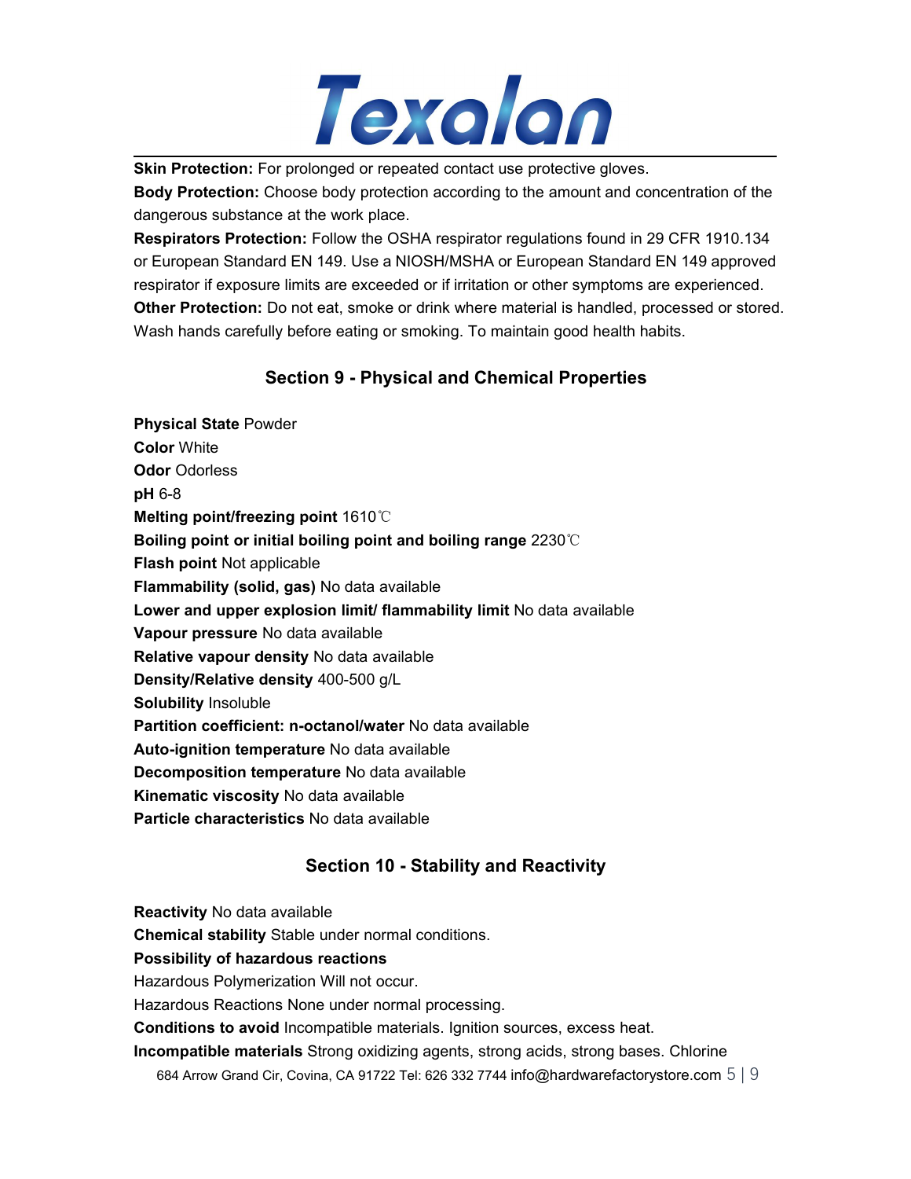**Skin Protection:** For prolonged or repeated contact use protective gloves.

**Body Protection:** Choose body protection according to the amount and concentration of the dangerous substance at the work place.

**Respirators Protection:** Follow the OSHA respirator regulations found in 29 CFR 1910.134 or European Standard EN 149. Use a NIOSH/MSHA or European Standard EN 149 approved respirator if exposure limits are exceeded or if irritation or other symptoms are experienced.

**Other Protection:** Do not eat, smoke or drink where material is handled, processed or stored. Wash hands carefully before eating or smoking. To maintain good health habits.

## Section 9 - Physical and Chemical Properties

**Physical State** Powder
**Color** White
**Odor** Odorless
**pH** 6-8
**Melting point/freezing point** 1610℃
**Boiling point or initial boiling point and boiling range** 2230℃
**Flash point** Not applicable
**Flammability (solid, gas)** No data available
**Lower and upper explosion limit/ flammability limit** No data available
**Vapour pressure** No data available
**Relative vapour density** No data available
**Density/Relative density** 400-500 g/L
**Solubility** Insoluble
**Partition coefficient: n-octanol/water** No data available
**Auto-ignition temperature** No data available
**Decomposition temperature** No data available
**Kinematic viscosity** No data available
**Particle characteristics** No data available

## Section 10 - Stability and Reactivity

**Reactivity** No data available
**Chemical stability** Stable under normal conditions.
**Possibility of hazardous reactions**
Hazardous Polymerization Will not occur.
Hazardous Reactions None under normal processing.
**Conditions to avoid** Incompatible materials. Ignition sources, excess heat.
**Incompatible materials** Strong oxidizing agents, strong acids, strong bases. Chlorine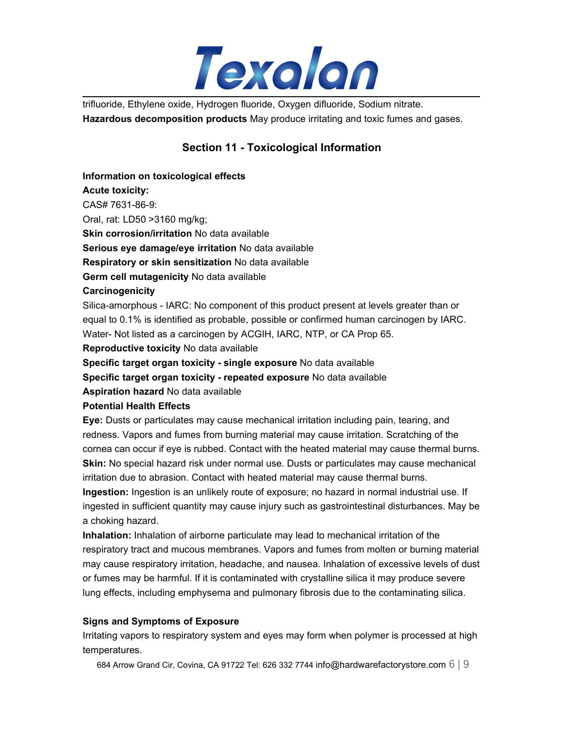trifluoride, Ethylene oxide, Hydrogen fluoride, Oxygen difluoride, Sodium nitrate.

**Hazardous decomposition products** May produce irritating and toxic fumes and gases.

## Section 11 - Toxicological Information

**Information on toxicological effects**

**Acute toxicity:**

CAS# 7631-86-9:

Oral, rat: LD50 >3160 mg/kg;

**Skin corrosion/irritation** No data available

**Serious eye damage/eye irritation** No data available

**Respiratory or skin sensitization** No data available

**Germ cell mutagenicity** No data available

**Carcinogenicity**

Silica-amorphous - IARC: No component of this product present at levels greater than or equal to 0.1% is identified as probable, possible or confirmed human carcinogen by IARC.

Water- Not listed as a carcinogen by ACGIH, IARC, NTP, or CA Prop 65.

**Reproductive toxicity** No data available

**Specific target organ toxicity - single exposure** No data available

**Specific target organ toxicity - repeated exposure** No data available

**Aspiration hazard** No data available

**Potential Health Effects**

**Eye:** Dusts or particulates may cause mechanical irritation including pain, tearing, and redness. Vapors and fumes from burning material may cause irritation. Scratching of the cornea can occur if eye is rubbed. Contact with the heated material may cause thermal burns.

**Skin:** No special hazard risk under normal use. Dusts or particulates may cause mechanical irritation due to abrasion. Contact with heated material may cause thermal burns.

**Ingestion:** Ingestion is an unlikely route of exposure; no hazard in normal industrial use. If ingested in sufficient quantity may cause injury such as gastrointestinal disturbances. May be a choking hazard.

**Inhalation:** Inhalation of airborne particulate may lead to mechanical irritation of the respiratory tract and mucous membranes. Vapors and fumes from molten or burning material may cause respiratory irritation, headache, and nausea. Inhalation of excessive levels of dust or fumes may be harmful. If it is contaminated with crystalline silica it may produce severe lung effects, including emphysema and pulmonary fibrosis due to the contaminating silica.

**Signs and Symptoms of Exposure**

Irritating vapors to respiratory system and eyes may form when polymer is processed at high temperatures.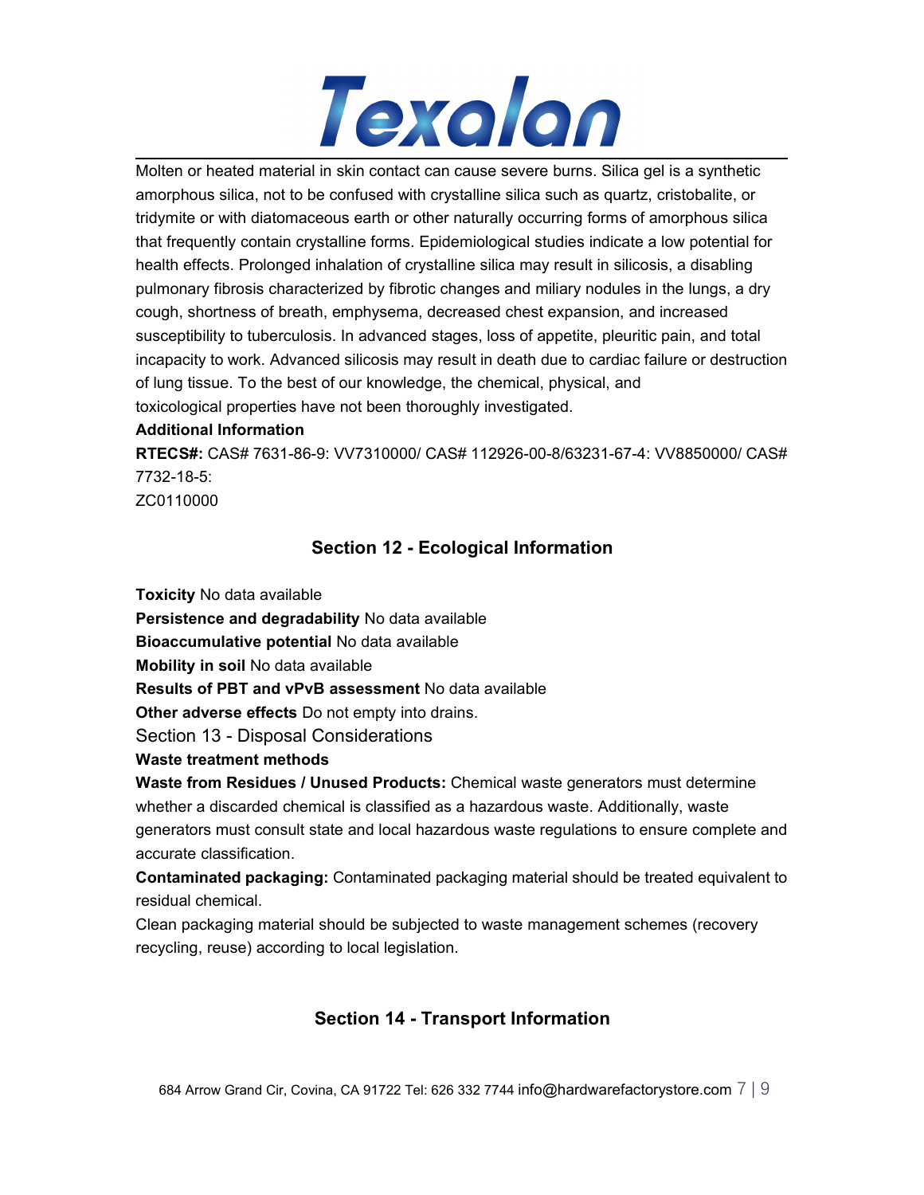Molten or heated material in skin contact can cause severe burns. Silica gel is a synthetic amorphous silica, not to be confused with crystalline silica such as quartz, cristobalite, or tridymite or with diatomaceous earth or other naturally occurring forms of amorphous silica that frequently contain crystalline forms. Epidemiological studies indicate a low potential for health effects. Prolonged inhalation of crystalline silica may result in silicosis, a disabling pulmonary fibrosis characterized by fibrotic changes and miliary nodules in the lungs, a dry cough, shortness of breath, emphysema, decreased chest expansion, and increased susceptibility to tuberculosis. In advanced stages, loss of appetite, pleuritic pain, and total incapacity to work. Advanced silicosis may result in death due to cardiac failure or destruction of lung tissue. To the best of our knowledge, the chemical, physical, and toxicological properties have not been thoroughly investigated.

**Additional Information**

**RTECS#:** CAS# 7631-86-9: VV7310000/ CAS# 112926-00-8/63231-67-4: VV8850000/ CAS# 7732-18-5:
ZC0110000

## Section 12 - Ecological Information

**Toxicity** No data available

**Persistence and degradability** No data available

**Bioaccumulative potential** No data available

**Mobility in soil** No data available

**Results of PBT and vPvB assessment** No data available

**Other adverse effects** Do not empty into drains.

## Section 13 - Disposal Considerations

**Waste treatment methods**

**Waste from Residues / Unused Products:** Chemical waste generators must determine whether a discarded chemical is classified as a hazardous waste. Additionally, waste generators must consult state and local hazardous waste regulations to ensure complete and accurate classification.

**Contaminated packaging:** Contaminated packaging material should be treated equivalent to residual chemical.

Clean packaging material should be subjected to waste management schemes (recovery recycling, reuse) according to local legislation.

## Section 14 - Transport Information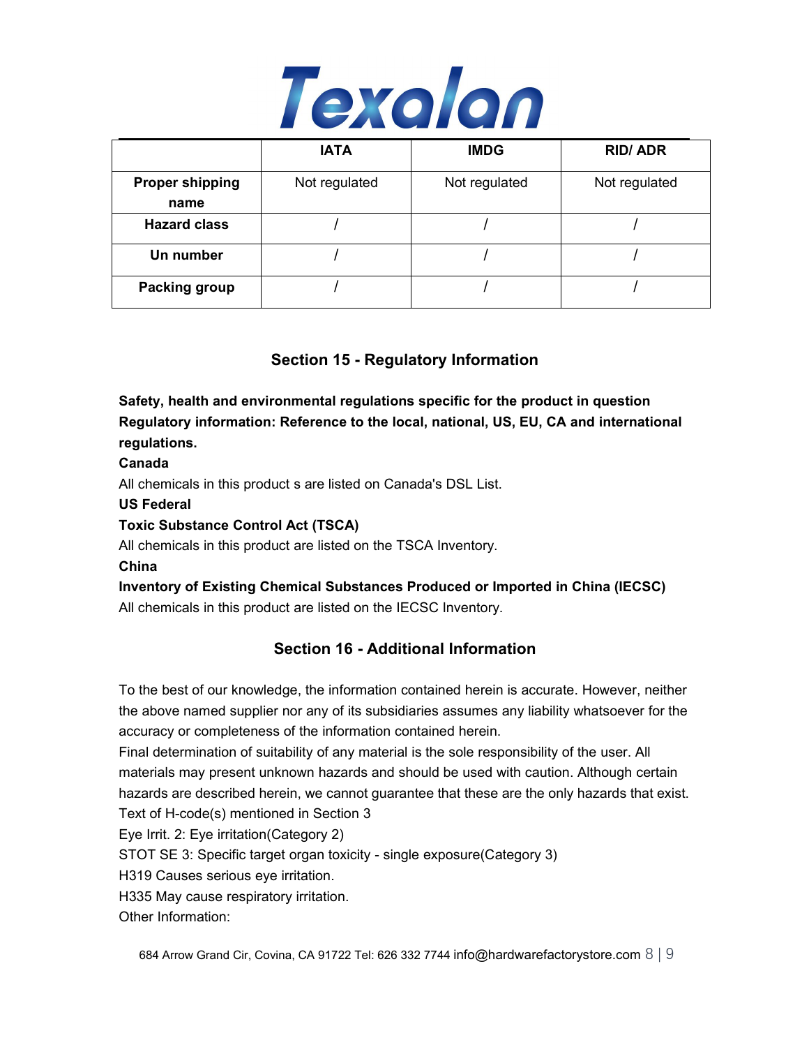|  | IATA | IMDG | RID/ ADR |
|---|---|---|---|
| **Proper shipping name** | Not regulated | Not regulated | Not regulated |
| **Hazard class** | / | / | / |
| **Un number** | / | / | / |
| **Packing group** | / | / | / |

## Section 15 - Regulatory Information

**Safety, health and environmental regulations specific for the product in question**
**Regulatory information: Reference to the local, national, US, EU, CA and international regulations.**

**Canada**

All chemicals in this product s are listed on Canada's DSL List.

**US Federal**

**Toxic Substance Control Act (TSCA)**

All chemicals in this product are listed on the TSCA Inventory.

**China**

**Inventory of Existing Chemical Substances Produced or Imported in China (IECSC)**

All chemicals in this product are listed on the IECSC Inventory.

## Section 16 - Additional Information

To the best of our knowledge, the information contained herein is accurate. However, neither the above named supplier nor any of its subsidiaries assumes any liability whatsoever for the accuracy or completeness of the information contained herein.

Final determination of suitability of any material is the sole responsibility of the user. All materials may present unknown hazards and should be used with caution. Although certain hazards are described herein, we cannot guarantee that these are the only hazards that exist.

Text of H-code(s) mentioned in Section 3

Eye Irrit. 2: Eye irritation(Category 2)

STOT SE 3: Specific target organ toxicity - single exposure(Category 3)

H319 Causes serious eye irritation.

H335 May cause respiratory irritation.

Other Information: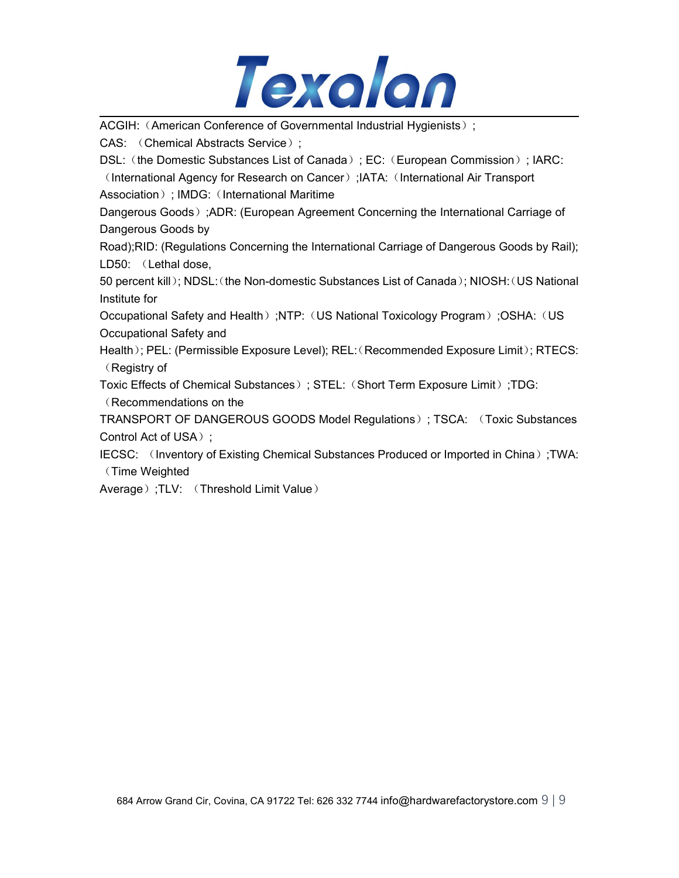ACGIH:（American Conference of Governmental Industrial Hygienists）;
CAS: （Chemical Abstracts Service）;
DSL:（the Domestic Substances List of Canada）; EC:（European Commission）; IARC:（International Agency for Research on Cancer）;IATA:（International Air Transport Association）; IMDG:（International Maritime Dangerous Goods）;ADR: (European Agreement Concerning the International Carriage of Dangerous Goods by Road);RID: (Regulations Concerning the International Carriage of Dangerous Goods by Rail); LD50: （Lethal dose, 50 percent kill）; NDSL:（the Non-domestic Substances List of Canada）; NIOSH:（US National Institute for Occupational Safety and Health）;NTP:（US National Toxicology Program）;OSHA:（US Occupational Safety and Health）; PEL: (Permissible Exposure Level); REL:（Recommended Exposure Limit）; RTECS:（Registry of Toxic Effects of Chemical Substances）; STEL:（Short Term Exposure Limit）;TDG:（Recommendations on the TRANSPORT OF DANGEROUS GOODS Model Regulations）; TSCA: （Toxic Substances Control Act of USA）;
IECSC: （Inventory of Existing Chemical Substances Produced or Imported in China）;TWA:（Time Weighted Average）;TLV: （Threshold Limit Value）